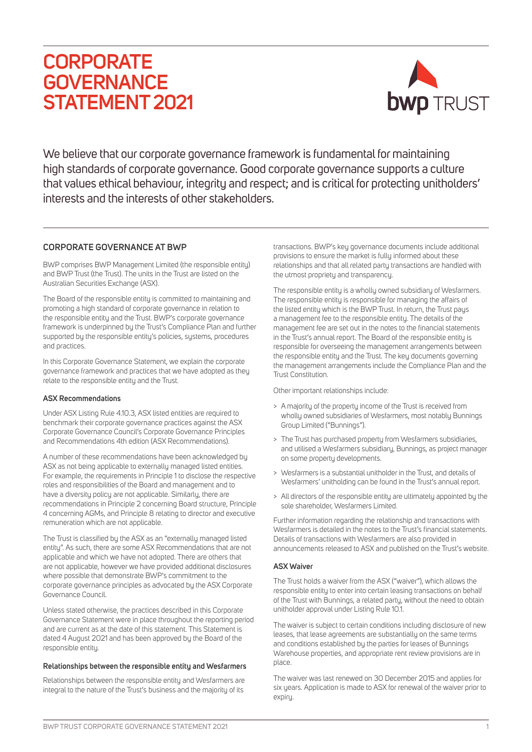# CORPORATE GOVERNANCE STATEMENT 2021

bwp TRUST

We believe that our corporate governance framework is fundamental for maintaining high standards of corporate governance. Good corporate governance supports a culture that values ethical behaviour, integrity and respect; and is critical for protecting unitholders' interests and the interests of other stakeholders.

## CORPORATE GOVERNANCE AT BWP

BWP comprises BWP Management Limited (the responsible entity) and BWP Trust (the Trust). The units in the Trust are listed on the Australian Securities Exchange (ASX).

The Board of the responsible entity is committed to maintaining and promoting a high standard of corporate governance in relation to the responsible entity and the Trust. BWP's corporate governance framework is underpinned by the Trust's Compliance Plan and further supported by the responsible entity's policies, systems, procedures and practices.

In this Corporate Governance Statement, we explain the corporate governance framework and practices that we have adopted as they relate to the responsible entity and the Trust.

### ASX Recommendations

Under ASX Listing Rule 4.10.3, ASX listed entities are required to benchmark their corporate governance practices against the ASX Corporate Governance Council's Corporate Governance Principles and Recommendations 4th edition (ASX Recommendations).

A number of these recommendations have been acknowledged by ASX as not being applicable to externally managed listed entities. For example, the requirements in Principle 1 to disclose the respective roles and responsibilities of the Board and management and to have a diversity policy are not applicable. Similarly, there are recommendations in Principle 2 concerning Board structure, Principle 4 concerning AGMs, and Principle 8 relating to director and executive remuneration which are not applicable.

The Trust is classified by the ASX as an "externally managed listed entity". As such, there are some ASX Recommendations that are not applicable and which we have not adopted. There are others that are not applicable, however we have provided additional disclosures where possible that demonstrate BWP's commitment to the corporate governance principles as advocated by the ASX Corporate Governance Council.

Unless stated otherwise, the practices described in this Corporate Governance Statement were in place throughout the reporting period and are current as at the date of this statement. This Statement is dated 4 August 2021 and has been approved by the Board of the responsible entity.

### Relationships between the responsible entity and Wesfarmers

Relationships between the responsible entity and Wesfarmers are integral to the nature of the Trust's business and the majority of its transactions. BWP's key governance documents include additional provisions to ensure the market is fully informed about these relationships and that all related party transactions are handled with the utmost propriety and transparency.

The responsible entity is a wholly owned subsidiary of Wesfarmers. The responsible entity is responsible for managing the affairs of the listed entity which is the BWP Trust. In return, the Trust pays a management fee to the responsible entity. The details of the management fee are set out in the notes to the financial statements in the Trust's annual report. The Board of the responsible entity is responsible for overseeing the management arrangements between the responsible entity and the Trust. The key documents governing the management arrangements include the Compliance Plan and the Trust Constitution.

Other important relationships include:

- A majority of the property income of the Trust is received from wholly owned subsidiaries of Wesfarmers, most notably Bunnings Group Limited ("Bunnings").
- The Trust has purchased property from Wesfarmers subsidiaries, and utilised a Wesfarmers subsidiary, Bunnings, as project manager on some property developments.
- Wesfarmers is a substantial unitholder in the Trust, and details of Wesfarmers' unitholding can be found in the Trust's annual report.
- All directors of the responsible entity are ultimately appointed by the sole shareholder, Wesfarmers Limited.

Further information regarding the relationship and transactions with Wesfarmers is detailed in the notes to the Trust's financial statements. Details of transactions with Wesfarmers are also provided in announcements released to ASX and published on the Trust's website.

### ASX Waiver

The Trust holds a waiver from the ASX ("waiver"), which allows the responsible entity to enter into certain leasing transactions on behalf of the Trust with Bunnings, a related party, without the need to obtain unitholder approval under Listing Rule 10.1.

The waiver is subject to certain conditions including disclosure of new leases, that lease agreements are substantially on the same terms and conditions established by the parties for leases of Bunnings Warehouse properties, and appropriate rent review provisions are in place.

The waiver was last renewed on 30 December 2015 and applies for six years. Application is made to ASX for renewal of the waiver prior to expiry.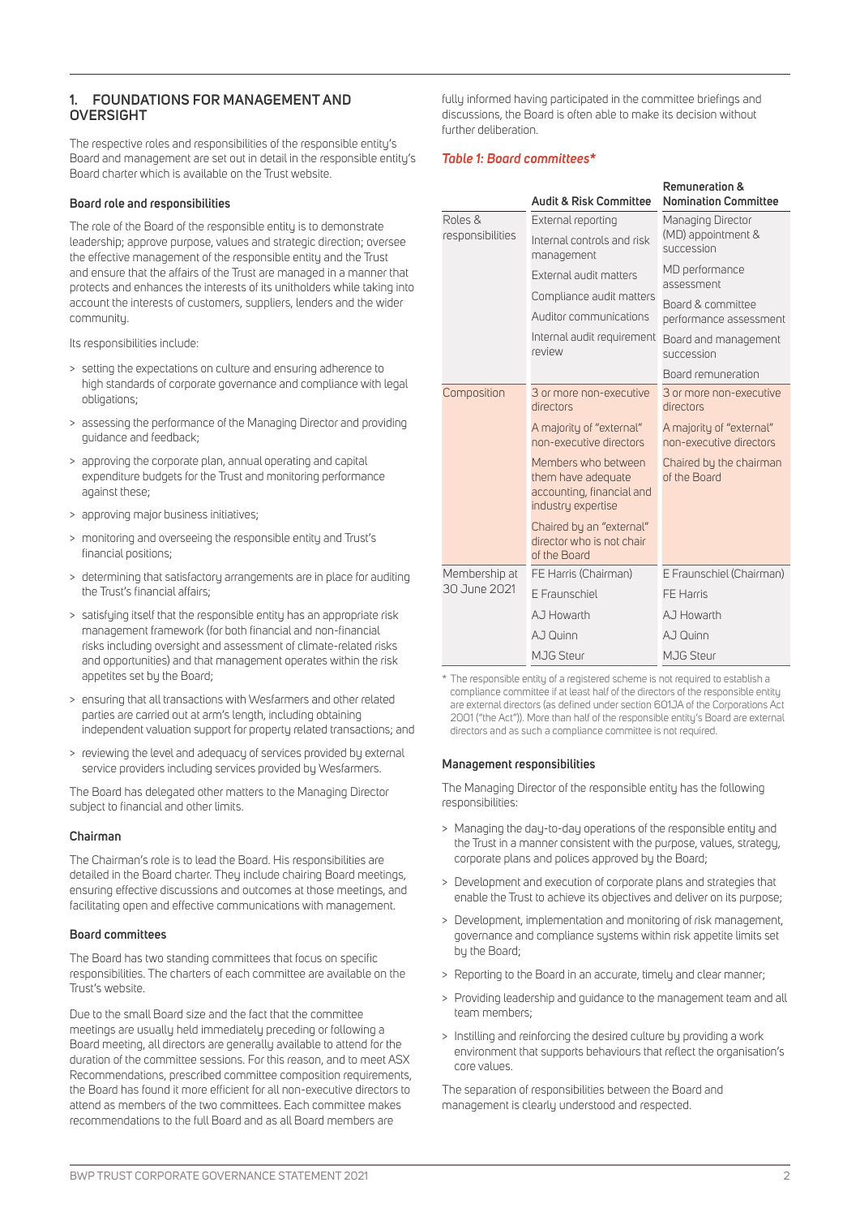## 1. FOUNDATIONS FOR MANAGEMENT AND OVERSIGHT

The respective roles and responsibilities of the responsible entity's Board and management are set out in detail in the responsible entity's Board charter which is available on the Trust website.

### Board role and responsibilities

The role of the Board of the responsible entity is to demonstrate leadership; approve purpose, values and strategic direction; oversee the effective management of the responsible entity and the Trust and ensure that the affairs of the Trust are managed in a manner that protects and enhances the interests of its unitholders while taking into account the interests of customers, suppliers, lenders and the wider community.

Its responsibilities include:

> setting the expectations on culture and ensuring adherence to high standards of corporate governance and compliance with legal obligations;

> assessing the performance of the Managing Director and providing guidance and feedback;

> approving the corporate plan, annual operating and capital expenditure budgets for the Trust and monitoring performance against these;

> approving major business initiatives;

> monitoring and overseeing the responsible entity and Trust's financial positions;

> determining that satisfactory arrangements are in place for auditing the Trust's financial affairs;

> satisfying itself that the responsible entity has an appropriate risk management framework (for both financial and non-financial risks including oversight and assessment of climate-related risks and opportunities) and that management operates within the risk appetites set by the Board;

> ensuring that all transactions with Wesfarmers and other related parties are carried out at arm's length, including obtaining independent valuation support for property related transactions; and

> reviewing the level and adequacy of services provided by external service providers including services provided by Wesfarmers.

The Board has delegated other matters to the Managing Director subject to financial and other limits.

### Chairman

The Chairman's role is to lead the Board. His responsibilities are detailed in the Board charter. They include chairing Board meetings, ensuring effective discussions and outcomes at those meetings, and facilitating open and effective communications with management.

### Board committees

The Board has two standing committees that focus on specific responsibilities. The charters of each committee are available on the Trust's website.

Due to the small Board size and the fact that the committee meetings are usually held immediately preceding or following a Board meeting, all directors are generally available to attend for the duration of the committee sessions. For this reason, and to meet ASX Recommendations, prescribed committee composition requirements, the Board has found it more efficient for all non-executive directors to attend as members of the two committees. Each committee makes recommendations to the full Board and as all Board members are fully informed having participated in the committee briefings and discussions, the Board is often able to make its decision without further deliberation.

*Table 1: Board committees**

| | Audit & Risk Committee | Remuneration & Nomination Committee |
|---|---|---|
| Roles & responsibilities | External reporting | Managing Director (MD) appointment & succession |
| | Internal controls and risk management | MD performance assessment |
| | External audit matters | Board & committee performance assessment |
| | Compliance audit matters | Board and management succession |
| | Auditor communications | Board remuneration |
| | Internal audit requirement review | |
| Composition | 3 or more non-executive directors | 3 or more non-executive directors |
| | A majority of "external" non-executive directors | A majority of "external" non-executive directors |
| | Members who between them have adequate accounting, financial and industry expertise | Chaired by the chairman of the Board |
| | Chaired by an "external" director who is not chair of the Board | |
| Membership at 30 June 2021 | FE Harris (Chairman) | E Fraunschiel (Chairman) |
| | E Fraunschiel | FE Harris |
| | AJ Howarth | AJ Howarth |
| | AJ Quinn | AJ Quinn |
| | MJG Steur | MJG Steur |

\* The responsible entity of a registered scheme is not required to establish a compliance committee if at least half of the directors of the responsible entity are external directors (as defined under section 601JA of the Corporations Act 2001 ("the Act")). More than half of the responsible entity's Board are external directors and as such a compliance committee is not required.

### Management responsibilities

The Managing Director of the responsible entity has the following responsibilities:

> Managing the day-to-day operations of the responsible entity and the Trust in a manner consistent with the purpose, values, strategy, corporate plans and polices approved by the Board;

> Development and execution of corporate plans and strategies that enable the Trust to achieve its objectives and deliver on its purpose;

> Development, implementation and monitoring of risk management, governance and compliance systems within risk appetite limits set by the Board;

> Reporting to the Board in an accurate, timely and clear manner;

> Providing leadership and guidance to the management team and all team members;

> Instilling and reinforcing the desired culture by providing a work environment that supports behaviours that reflect the organisation's core values.

The separation of responsibilities between the Board and management is clearly understood and respected.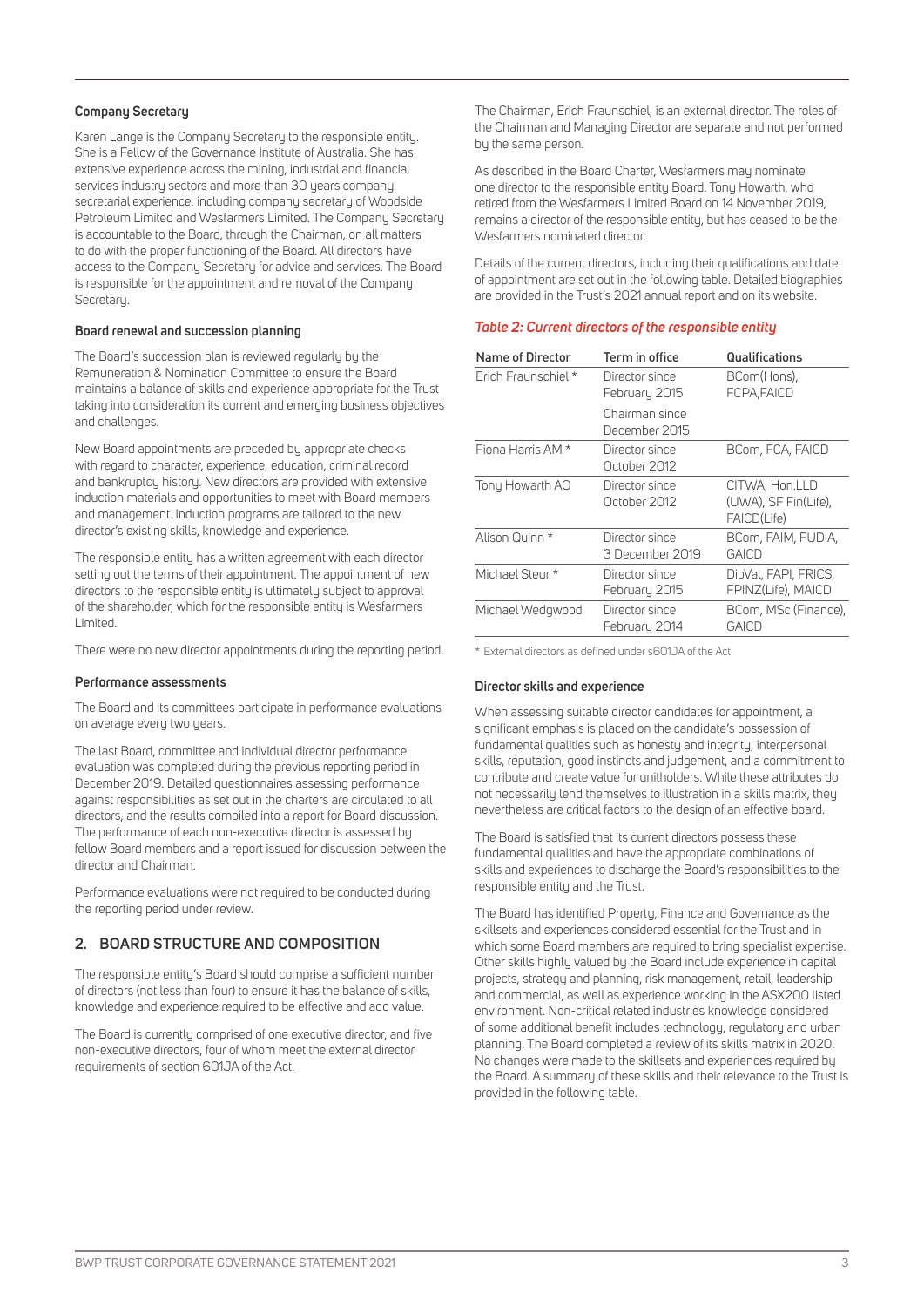#### Company Secretary

Karen Lange is the Company Secretary to the responsible entity. She is a Fellow of the Governance Institute of Australia. She has extensive experience across the mining, industrial and financial services industry sectors and more than 30 years company secretarial experience, including company secretary of Woodside Petroleum Limited and Wesfarmers Limited. The Company Secretary is accountable to the Board, through the Chairman, on all matters to do with the proper functioning of the Board. All directors have access to the Company Secretary for advice and services. The Board is responsible for the appointment and removal of the Company Secretary.

#### Board renewal and succession planning

The Board's succession plan is reviewed regularly by the Remuneration & Nomination Committee to ensure the Board maintains a balance of skills and experience appropriate for the Trust taking into consideration its current and emerging business objectives and challenges.

New Board appointments are preceded by appropriate checks with regard to character, experience, education, criminal record and bankruptcy history. New directors are provided with extensive induction materials and opportunities to meet with Board members and management. Induction programs are tailored to the new director's existing skills, knowledge and experience.

The responsible entity has a written agreement with each director setting out the terms of their appointment. The appointment of new directors to the responsible entity is ultimately subject to approval of the shareholder, which for the responsible entity is Wesfarmers Limited.

There were no new director appointments during the reporting period.

#### Performance assessments

The Board and its committees participate in performance evaluations on average every two years.

The last Board, committee and individual director performance evaluation was completed during the previous reporting period in December 2019. Detailed questionnaires assessing performance against responsibilities as set out in the charters are circulated to all directors, and the results compiled into a report for Board discussion. The performance of each non-executive director is assessed by fellow Board members and a report issued for discussion between the director and Chairman.

Performance evaluations were not required to be conducted during the reporting period under review.

## 2. BOARD STRUCTURE AND COMPOSITION

The responsible entity's Board should comprise a sufficient number of directors (not less than four) to ensure it has the balance of skills, knowledge and experience required to be effective and add value.

The Board is currently comprised of one executive director, and five non-executive directors, four of whom meet the external director requirements of section 601JA of the Act.

The Chairman, Erich Fraunschiel, is an external director. The roles of the Chairman and Managing Director are separate and not performed by the same person.

As described in the Board Charter, Wesfarmers may nominate one director to the responsible entity Board. Tony Howarth, who retired from the Wesfarmers Limited Board on 14 November 2019, remains a director of the responsible entity, but has ceased to be the Wesfarmers nominated director.

Details of the current directors, including their qualifications and date of appointment are set out in the following table. Detailed biographies are provided in the Trust's 2021 annual report and on its website.

*Table 2: Current directors of the responsible entity*

| Name of Director | Term in office | Qualifications |
|---|---|---|
| Erich Fraunschiel * | Director since February 2015<br>Chairman since December 2015 | BCom(Hons), FCPA,FAICD |
| Fiona Harris AM * | Director since October 2012 | BCom, FCA, FAICD |
| Tony Howarth AO | Director since October 2012 | CITWA, Hon.LLD (UWA), SF Fin(Life), FAICD(Life) |
| Alison Quinn * | Director since 3 December 2019 | BCom, FAIM, FUDIA, GAICD |
| Michael Steur * | Director since February 2015 | DipVal, FAPI, FRICS, FPINZ(Life), MAICD |
| Michael Wedgwood | Director since February 2014 | BCom, MSc (Finance), GAICD |

\* External directors as defined under s601JA of the Act

#### Director skills and experience

When assessing suitable director candidates for appointment, a significant emphasis is placed on the candidate's possession of fundamental qualities such as honesty and integrity, interpersonal skills, reputation, good instincts and judgement, and a commitment to contribute and create value for unitholders. While these attributes do not necessarily lend themselves to illustration in a skills matrix, they nevertheless are critical factors to the design of an effective board.

The Board is satisfied that its current directors possess these fundamental qualities and have the appropriate combinations of skills and experiences to discharge the Board's responsibilities to the responsible entity and the Trust.

The Board has identified Property, Finance and Governance as the skillsets and experiences considered essential for the Trust and in which some Board members are required to bring specialist expertise. Other skills highly valued by the Board include experience in capital projects, strategy and planning, risk management, retail, leadership and commercial, as well as experience working in the ASX200 listed environment. Non-critical related industries knowledge considered of some additional benefit includes technology, regulatory and urban planning. The Board completed a review of its skills matrix in 2020. No changes were made to the skillsets and experiences required by the Board. A summary of these skills and their relevance to the Trust is provided in the following table.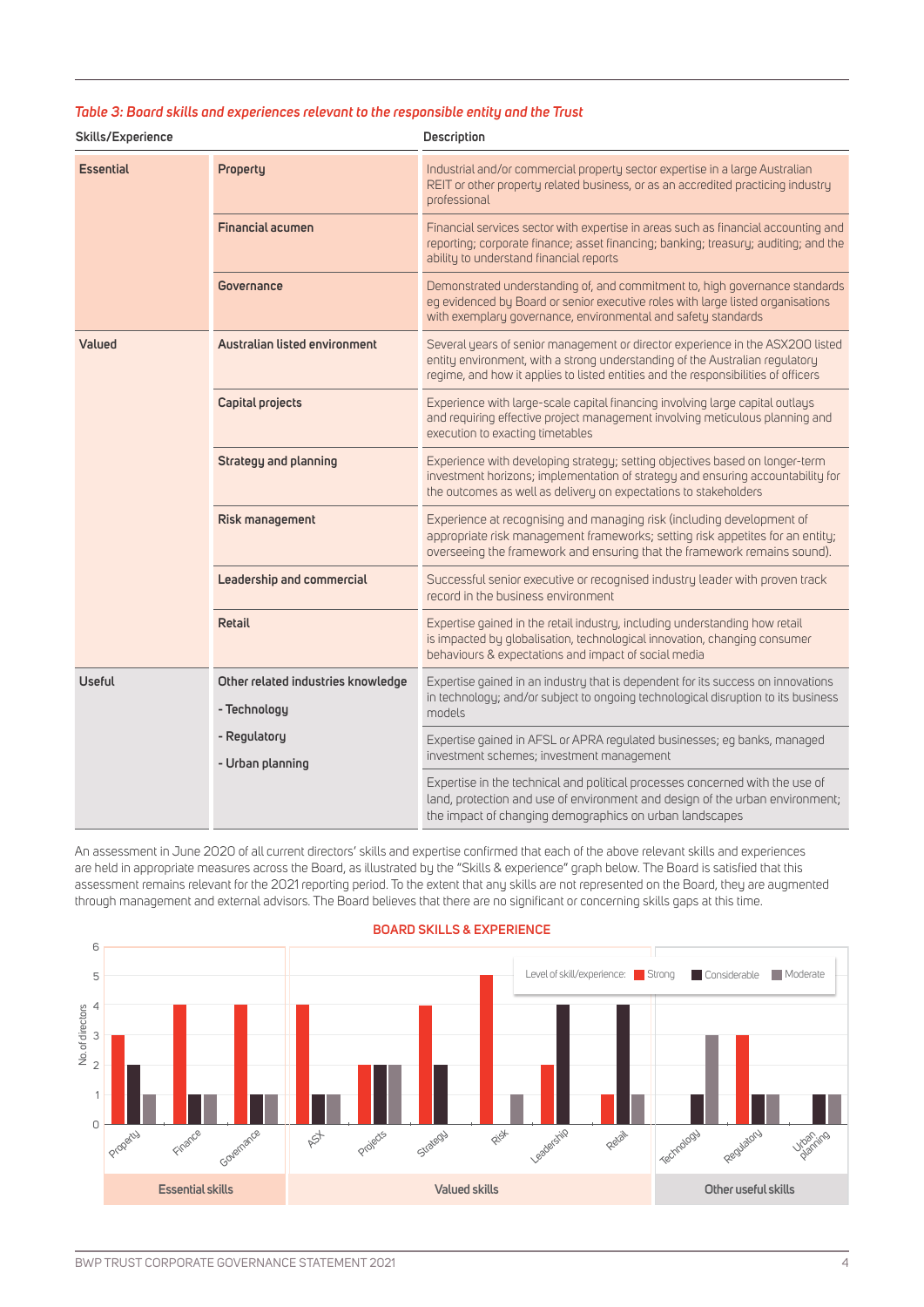*Table 3: Board skills and experiences relevant to the responsible entity and the Trust*

| Skills/Experience | | Description |
|---|---|---|
| **Essential** | **Property** | Industrial and/or commercial property sector expertise in a large Australian REIT or other property related business, or as an accredited practicing industry professional |
| | **Financial acumen** | Financial services sector with expertise in areas such as financial accounting and reporting; corporate finance; asset financing; banking; treasury; auditing; and the ability to understand financial reports |
| | **Governance** | Demonstrated understanding of, and commitment to, high governance standards eg evidenced by Board or senior executive roles with large listed organisations with exemplary governance, environmental and safety standards |
| **Valued** | **Australian listed environment** | Several years of senior management or director experience in the ASX200 listed entity environment, with a strong understanding of the Australian regulatory regime, and how it applies to listed entities and the responsibilities of officers |
| | **Capital projects** | Experience with large-scale capital financing involving large capital outlays and requiring effective project management involving meticulous planning and execution to exacting timetables |
| | **Strategy and planning** | Experience with developing strategy; setting objectives based on longer-term investment horizons; implementation of strategy and ensuring accountability for the outcomes as well as delivery on expectations to stakeholders |
| | **Risk management** | Experience at recognising and managing risk (including development of appropriate risk management frameworks; setting risk appetites for an entity; overseeing the framework and ensuring that the framework remains sound). |
| | **Leadership and commercial** | Successful senior executive or recognised industry leader with proven track record in the business environment |
| | **Retail** | Expertise gained in the retail industry, including understanding how retail is impacted by globalisation, technological innovation, changing consumer behaviours & expectations and impact of social media |
| **Useful** | **Other related industries knowledge** | |
| | **- Technology** | Expertise gained in an industry that is dependent for its success on innovations in technology; and/or subject to ongoing technological disruption to its business models |
| | **- Regulatory** | Expertise gained in AFSL or APRA regulated businesses; eg banks, managed investment schemes; investment management |
| | **- Urban planning** | Expertise in the technical and political processes concerned with the use of land, protection and use of environment and design of the urban environment; the impact of changing demographics on urban landscapes |

An assessment in June 2020 of all current directors' skills and expertise confirmed that each of the above relevant skills and experiences are held in appropriate measures across the Board, as illustrated by the "Skills & experience" graph below. The Board is satisfied that this assessment remains relevant for the 2021 reporting period. To the extent that any skills are not represented on the Board, they are augmented through management and external advisors. The Board believes that there are no significant or concerning skills gaps at this time.

**BOARD SKILLS & EXPERIENCE**

Level of skill/experience: Strong, Considerable, Moderate

No. of directors: 0, 1, 2, 3, 4, 5, 6

Property, Finance, Governance, ASX, Projects, Strategy, Risk, Leadership, Retail, Technology, Regulatory, Urban planning

Essential skills, Valued skills, Other useful skills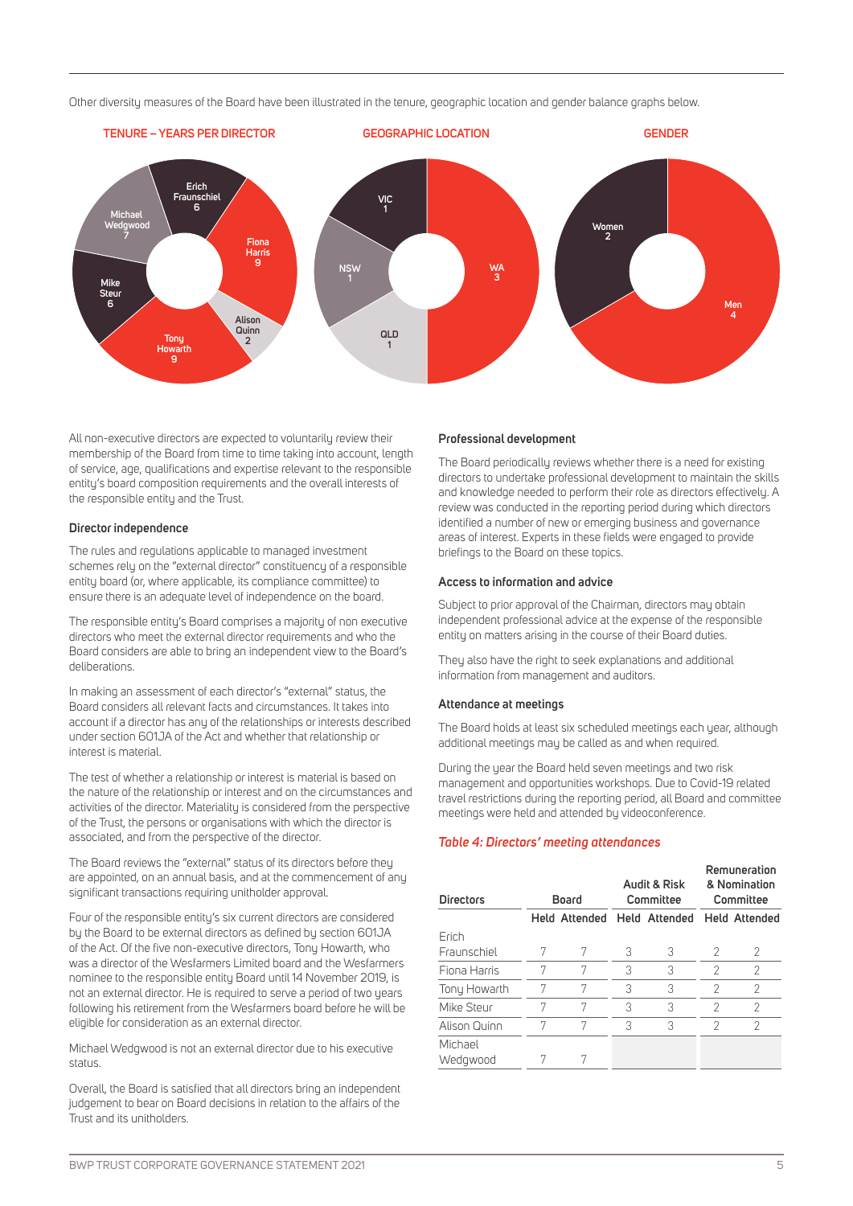Other diversity measures of the Board have been illustrated in the tenure, geographic location and gender balance graphs below.

TENURE – YEARS PER DIRECTOR

Erich Fraunschiel 6
Fiona Harris 9
Alison Quinn 2
Tony Howarth 9
Mike Steur 6
Michael Wedgwood 7

GEOGRAPHIC LOCATION

VIC 1
WA 3
QLD 1
NSW 1

GENDER

Women 2
Men 4

All non-executive directors are expected to voluntarily review their membership of the Board from time to time taking into account, length of service, age, qualifications and expertise relevant to the responsible entity's board composition requirements and the overall interests of the responsible entity and the Trust.

**Director independence**

The rules and regulations applicable to managed investment schemes rely on the "external director" constituency of a responsible entity board (or, where applicable, its compliance committee) to ensure there is an adequate level of independence on the board.

The responsible entity's Board comprises a majority of non executive directors who meet the external director requirements and who the Board considers are able to bring an independent view to the Board's deliberations.

In making an assessment of each director's "external" status, the Board considers all relevant facts and circumstances. It takes into account if a director has any of the relationships or interests described under section 601JA of the Act and whether that relationship or interest is material.

The test of whether a relationship or interest is material is based on the nature of the relationship or interest and on the circumstances and activities of the director. Materiality is considered from the perspective of the Trust, the persons or organisations with which the director is associated, and from the perspective of the director.

The Board reviews the "external" status of its directors before they are appointed, on an annual basis, and at the commencement of any significant transactions requiring unitholder approval.

Four of the responsible entity's six current directors are considered by the Board to be external directors as defined by section 601JA of the Act. Of the five non-executive directors, Tony Howarth, who was a director of the Wesfarmers Limited board and the Wesfarmers nominee to the responsible entity Board until 14 November 2019, is not an external director. He is required to serve a period of two years following his retirement from the Wesfarmers board before he will be eligible for consideration as an external director.

Michael Wedgwood is not an external director due to his executive status.

Overall, the Board is satisfied that all directors bring an independent judgement to bear on Board decisions in relation to the affairs of the Trust and its unitholders.

**Professional development**

The Board periodically reviews whether there is a need for existing directors to undertake professional development to maintain the skills and knowledge needed to perform their role as directors effectively. A review was conducted in the reporting period during which directors identified a number of new or emerging business and governance areas of interest. Experts in these fields were engaged to provide briefings to the Board on these topics.

**Access to information and advice**

Subject to prior approval of the Chairman, directors may obtain independent professional advice at the expense of the responsible entity on matters arising in the course of their Board duties.

They also have the right to seek explanations and additional information from management and auditors.

**Attendance at meetings**

The Board holds at least six scheduled meetings each year, although additional meetings may be called as and when required.

During the year the Board held seven meetings and two risk management and opportunities workshops. Due to Covid-19 related travel restrictions during the reporting period, all Board and committee meetings were held and attended by videoconference.

*Table 4: Directors' meeting attendances*

| Directors | Board | | Audit & Risk Committee | | Remuneration & Nomination Committee | |
|---|---|---|---|---|---|---|
| | Held | Attended | Held | Attended | Held | Attended |
| Erich Fraunschiel | 7 | 7 | 3 | 3 | 2 | 2 |
| Fiona Harris | 7 | 7 | 3 | 3 | 2 | 2 |
| Tony Howarth | 7 | 7 | 3 | 3 | 2 | 2 |
| Mike Steur | 7 | 7 | 3 | 3 | 2 | 2 |
| Alison Quinn | 7 | 7 | 3 | 3 | 2 | 2 |
| Michael Wedgwood | 7 | 7 | | | | |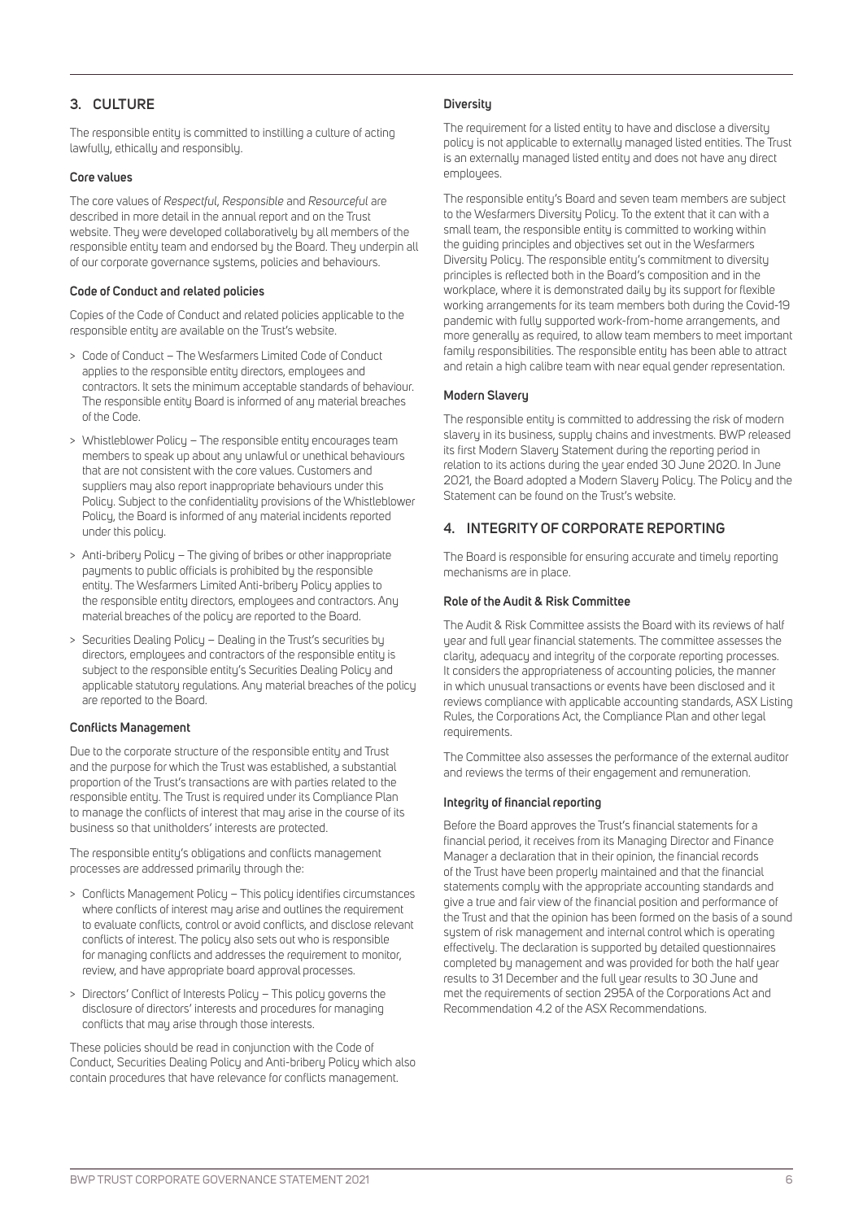## 3. CULTURE

The responsible entity is committed to instilling a culture of acting lawfully, ethically and responsibly.

### Core values

The core values of *Respectful*, *Responsible* and *Resourceful* are described in more detail in the annual report and on the Trust website. They were developed collaboratively by all members of the responsible entity team and endorsed by the Board. They underpin all of our corporate governance systems, policies and behaviours.

### Code of Conduct and related policies

Copies of the Code of Conduct and related policies applicable to the responsible entity are available on the Trust's website.

- Code of Conduct – The Wesfarmers Limited Code of Conduct applies to the responsible entity directors, employees and contractors. It sets the minimum acceptable standards of behaviour. The responsible entity Board is informed of any material breaches of the Code.
- Whistleblower Policy – The responsible entity encourages team members to speak up about any unlawful or unethical behaviours that are not consistent with the core values. Customers and suppliers may also report inappropriate behaviours under this Policy. Subject to the confidentiality provisions of the Whistleblower Policy, the Board is informed of any material incidents reported under this policy.
- Anti-bribery Policy – The giving of bribes or other inappropriate payments to public officials is prohibited by the responsible entity. The Wesfarmers Limited Anti-bribery Policy applies to the responsible entity directors, employees and contractors. Any material breaches of the policy are reported to the Board.
- Securities Dealing Policy – Dealing in the Trust's securities by directors, employees and contractors of the responsible entity is subject to the responsible entity's Securities Dealing Policy and applicable statutory regulations. Any material breaches of the policy are reported to the Board.

### Conflicts Management

Due to the corporate structure of the responsible entity and Trust and the purpose for which the Trust was established, a substantial proportion of the Trust's transactions are with parties related to the responsible entity. The Trust is required under its Compliance Plan to manage the conflicts of interest that may arise in the course of its business so that unitholders' interests are protected.

The responsible entity's obligations and conflicts management processes are addressed primarily through the:

- Conflicts Management Policy – This policy identifies circumstances where conflicts of interest may arise and outlines the requirement to evaluate conflicts, control or avoid conflicts, and disclose relevant conflicts of interest. The policy also sets out who is responsible for managing conflicts and addresses the requirement to monitor, review, and have appropriate board approval processes.
- Directors' Conflict of Interests Policy – This policy governs the disclosure of directors' interests and procedures for managing conflicts that may arise through those interests.

These policies should be read in conjunction with the Code of Conduct, Securities Dealing Policy and Anti-bribery Policy which also contain procedures that have relevance for conflicts management.

### Diversity

The requirement for a listed entity to have and disclose a diversity policy is not applicable to externally managed listed entities. The Trust is an externally managed listed entity and does not have any direct employees.

The responsible entity's Board and seven team members are subject to the Wesfarmers Diversity Policy. To the extent that it can with a small team, the responsible entity is committed to working within the guiding principles and objectives set out in the Wesfarmers Diversity Policy. The responsible entity's commitment to diversity principles is reflected both in the Board's composition and in the workplace, where it is demonstrated daily by its support for flexible working arrangements for its team members both during the Covid-19 pandemic with fully supported work-from-home arrangements, and more generally as required, to allow team members to meet important family responsibilities. The responsible entity has been able to attract and retain a high calibre team with near equal gender representation.

### Modern Slavery

The responsible entity is committed to addressing the risk of modern slavery in its business, supply chains and investments. BWP released its first Modern Slavery Statement during the reporting period in relation to its actions during the year ended 30 June 2020. In June 2021, the Board adopted a Modern Slavery Policy. The Policy and the Statement can be found on the Trust's website.

## 4. INTEGRITY OF CORPORATE REPORTING

The Board is responsible for ensuring accurate and timely reporting mechanisms are in place.

### Role of the Audit & Risk Committee

The Audit & Risk Committee assists the Board with its reviews of half year and full year financial statements. The committee assesses the clarity, adequacy and integrity of the corporate reporting processes. It considers the appropriateness of accounting policies, the manner in which unusual transactions or events have been disclosed and it reviews compliance with applicable accounting standards, ASX Listing Rules, the Corporations Act, the Compliance Plan and other legal requirements.

The Committee also assesses the performance of the external auditor and reviews the terms of their engagement and remuneration.

### Integrity of financial reporting

Before the Board approves the Trust's financial statements for a financial period, it receives from its Managing Director and Finance Manager a declaration that in their opinion, the financial records of the Trust have been properly maintained and that the financial statements comply with the appropriate accounting standards and give a true and fair view of the financial position and performance of the Trust and that the opinion has been formed on the basis of a sound system of risk management and internal control which is operating effectively. The declaration is supported by detailed questionnaires completed by management and was provided for both the half year results to 31 December and the full year results to 30 June and met the requirements of section 295A of the Corporations Act and Recommendation 4.2 of the ASX Recommendations.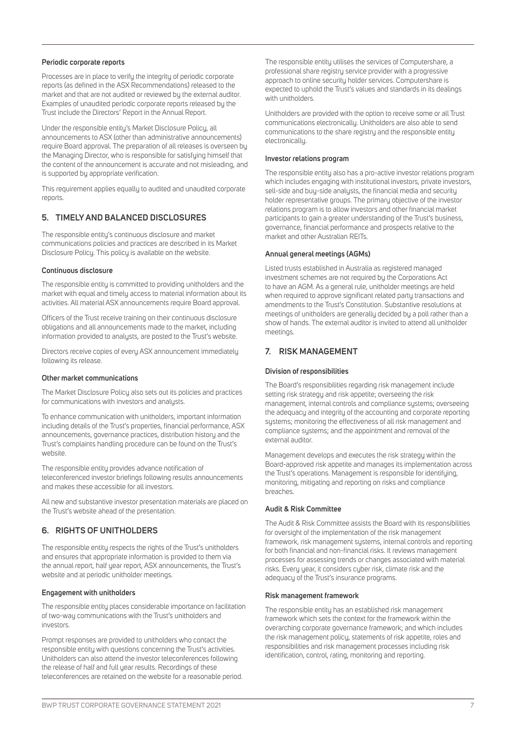#### Periodic corporate reports

Processes are in place to verify the integrity of periodic corporate reports (as defined in the ASX Recommendations) released to the market and that are not audited or reviewed by the external auditor. Examples of unaudited periodic corporate reports released by the Trust include the Directors' Report in the Annual Report.

Under the responsible entity's Market Disclosure Policy, all announcements to ASX (other than administrative announcements) require Board approval. The preparation of all releases is overseen by the Managing Director, who is responsible for satisfying himself that the content of the announcement is accurate and not misleading, and is supported by appropriate verification.

This requirement applies equally to audited and unaudited corporate reports.

## 5. TIMELY AND BALANCED DISCLOSURES

The responsible entity's continuous disclosure and market communications policies and practices are described in its Market Disclosure Policy. This policy is available on the website.

#### Continuous disclosure

The responsible entity is committed to providing unitholders and the market with equal and timely access to material information about its activities. All material ASX announcements require Board approval.

Officers of the Trust receive training on their continuous disclosure obligations and all announcements made to the market, including information provided to analysts, are posted to the Trust's website.

Directors receive copies of every ASX announcement immediately following its release.

#### Other market communications

The Market Disclosure Policy also sets out its policies and practices for communications with investors and analysts.

To enhance communication with unitholders, important information including details of the Trust's properties, financial performance, ASX announcements, governance practices, distribution history and the Trust's complaints handling procedure can be found on the Trust's website.

The responsible entity provides advance notification of teleconferenced investor briefings following results announcements and makes these accessible for all investors.

All new and substantive investor presentation materials are placed on the Trust's website ahead of the presentation.

## 6. RIGHTS OF UNITHOLDERS

The responsible entity respects the rights of the Trust's unitholders and ensures that appropriate information is provided to them via the annual report, half year report, ASX announcements, the Trust's website and at periodic unitholder meetings.

#### Engagement with unitholders

The responsible entity places considerable importance on facilitation of two-way communications with the Trust's unitholders and investors.

Prompt responses are provided to unitholders who contact the responsible entity with questions concerning the Trust's activities. Unitholders can also attend the investor teleconferences following the release of half and full year results. Recordings of these teleconferences are retained on the website for a reasonable period.

The responsible entity utilises the services of Computershare, a professional share registry service provider with a progressive approach to online security holder services. Computershare is expected to uphold the Trust's values and standards in its dealings with unitholders.

Unitholders are provided with the option to receive some or all Trust communications electronically. Unitholders are also able to send communications to the share registry and the responsible entity electronically.

#### Investor relations program

The responsible entity also has a pro-active investor relations program which includes engaging with institutional investors, private investors, sell-side and buy-side analysts, the financial media and security holder representative groups. The primary objective of the investor relations program is to allow investors and other financial market participants to gain a greater understanding of the Trust's business, governance, financial performance and prospects relative to the market and other Australian REITs.

#### Annual general meetings (AGMs)

Listed trusts established in Australia as registered managed investment schemes are not required by the Corporations Act to have an AGM. As a general rule, unitholder meetings are held when required to approve significant related party transactions and amendments to the Trust's Constitution. Substantive resolutions at meetings of unitholders are generally decided by a poll rather than a show of hands. The external auditor is invited to attend all unitholder meetings.

## 7. RISK MANAGEMENT

#### Division of responsibilities

The Board's responsibilities regarding risk management include setting risk strategy and risk appetite; overseeing the risk management, internal controls and compliance systems; overseeing the adequacy and integrity of the accounting and corporate reporting systems; monitoring the effectiveness of all risk management and compliance systems; and the appointment and removal of the external auditor.

Management develops and executes the risk strategy within the Board-approved risk appetite and manages its implementation across the Trust's operations. Management is responsible for identifying, monitoring, mitigating and reporting on risks and compliance breaches.

#### Audit & Risk Committee

The Audit & Risk Committee assists the Board with its responsibilities for oversight of the implementation of the risk management framework, risk management systems, internal controls and reporting for both financial and non-financial risks. It reviews management processes for assessing trends or changes associated with material risks. Every year, it considers cyber risk, climate risk and the adequacy of the Trust's insurance programs.

#### Risk management framework

The responsible entity has an established risk management framework which sets the context for the framework within the overarching corporate governance framework; and which includes the risk management policy, statements of risk appetite, roles and responsibilities and risk management processes including risk identification, control, rating, monitoring and reporting.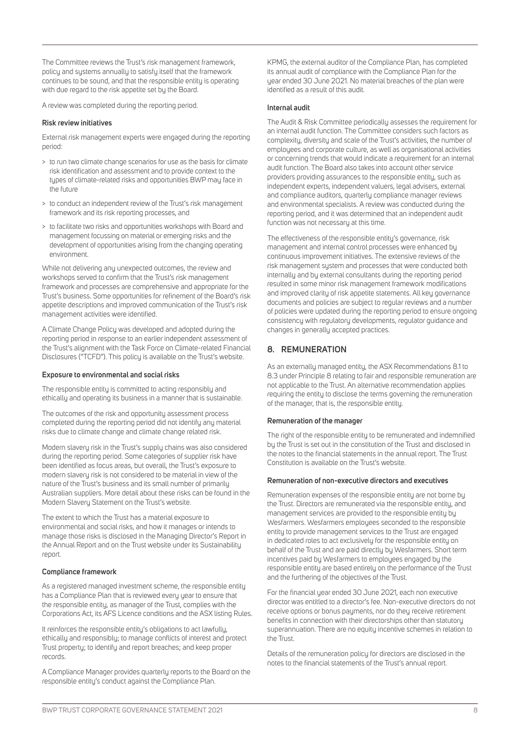The Committee reviews the Trust's risk management framework, policy and systems annually to satisfy itself that the framework continues to be sound, and that the responsible entity is operating with due regard to the risk appetite set by the Board.

A review was completed during the reporting period.

**Risk review initiatives**

External risk management experts were engaged during the reporting period:

> to run two climate change scenarios for use as the basis for climate risk identification and assessment and to provide context to the types of climate-related risks and opportunities BWP may face in the future

> to conduct an independent review of the Trust's risk management framework and its risk reporting processes, and

> to facilitate two risks and opportunities workshops with Board and management focussing on material or emerging risks and the development of opportunities arising from the changing operating environment.

While not delivering any unexpected outcomes, the review and workshops served to confirm that the Trust's risk management framework and processes are comprehensive and appropriate for the Trust's business. Some opportunities for refinement of the Board's risk appetite descriptions and improved communication of the Trust's risk management activities were identified.

A Climate Change Policy was developed and adopted during the reporting period in response to an earlier independent assessment of the Trust's alignment with the Task Force on Climate-related Financial Disclosures ("TCFD"). This policy is available on the Trust's website.

**Exposure to environmental and social risks**

The responsible entity is committed to acting responsibly and ethically and operating its business in a manner that is sustainable.

The outcomes of the risk and opportunity assessment process completed during the reporting period did not identify any material risks due to climate change and climate change related risk.

Modern slavery risk in the Trust's supply chains was also considered during the reporting period. Some categories of supplier risk have been identified as focus areas, but overall, the Trust's exposure to modern slavery risk is not considered to be material in view of the nature of the Trust's business and its small number of primarily Australian suppliers. More detail about these risks can be found in the Modern Slavery Statement on the Trust's website.

The extent to which the Trust has a material exposure to environmental and social risks, and how it manages or intends to manage those risks is disclosed in the Managing Director's Report in the Annual Report and on the Trust website under its Sustainability report.

**Compliance framework**

As a registered managed investment scheme, the responsible entity has a Compliance Plan that is reviewed every year to ensure that the responsible entity, as manager of the Trust, complies with the Corporations Act, its AFS Licence conditions and the ASX listing Rules.

It reinforces the responsible entity's obligations to act lawfully, ethically and responsibly; to manage conflicts of interest and protect Trust property; to identify and report breaches; and keep proper records.

A Compliance Manager provides quarterly reports to the Board on the responsible entity's conduct against the Compliance Plan.

KPMG, the external auditor of the Compliance Plan, has completed its annual audit of compliance with the Compliance Plan for the year ended 30 June 2021. No material breaches of the plan were identified as a result of this audit.

**Internal audit**

The Audit & Risk Committee periodically assesses the requirement for an internal audit function. The Committee considers such factors as complexity, diversity and scale of the Trust's activities, the number of employees and corporate culture, as well as organisational activities or concerning trends that would indicate a requirement for an internal audit function. The Board also takes into account other service providers providing assurances to the responsible entity, such as independent experts, independent valuers, legal advisers, external and compliance auditors, quarterly compliance manager reviews and environmental specialists. A review was conducted during the reporting period, and it was determined that an independent audit function was not necessary at this time.

The effectiveness of the responsible entity's governance, risk management and internal control processes were enhanced by continuous improvement initiatives. The extensive reviews of the risk management system and processes that were conducted both internally and by external consultants during the reporting period resulted in some minor risk management framework modifications and improved clarity of risk appetite statements. All key governance documents and policies are subject to regular reviews and a number of policies were updated during the reporting period to ensure ongoing consistency with regulatory developments, regulator guidance and changes in generally accepted practices.

## 8. REMUNERATION

As an externally managed entity, the ASX Recommendations 8.1 to 8.3 under Principle 8 relating to fair and responsible remuneration are not applicable to the Trust. An alternative recommendation applies requiring the entity to disclose the terms governing the remuneration of the manager, that is, the responsible entity.

**Remuneration of the manager**

The right of the responsible entity to be remunerated and indemnified by the Trust is set out in the constitution of the Trust and disclosed in the notes to the financial statements in the annual report. The Trust Constitution is available on the Trust's website.

**Remuneration of non-executive directors and executives**

Remuneration expenses of the responsible entity are not borne by the Trust. Directors are remunerated via the responsible entity, and management services are provided to the responsible entity by Wesfarmers. Wesfarmers employees seconded to the responsible entity to provide management services to the Trust are engaged in dedicated roles to act exclusively for the responsible entity on behalf of the Trust and are paid directly by Wesfarmers. Short term incentives paid by Wesfarmers to employees engaged by the responsible entity are based entirely on the performance of the Trust and the furthering of the objectives of the Trust.

For the financial year ended 30 June 2021, each non executive director was entitled to a director's fee. Non-executive directors do not receive options or bonus payments, nor do they receive retirement benefits in connection with their directorships other than statutory superannuation. There are no equity incentive schemes in relation to the Trust.

Details of the remuneration policy for directors are disclosed in the notes to the financial statements of the Trust's annual report.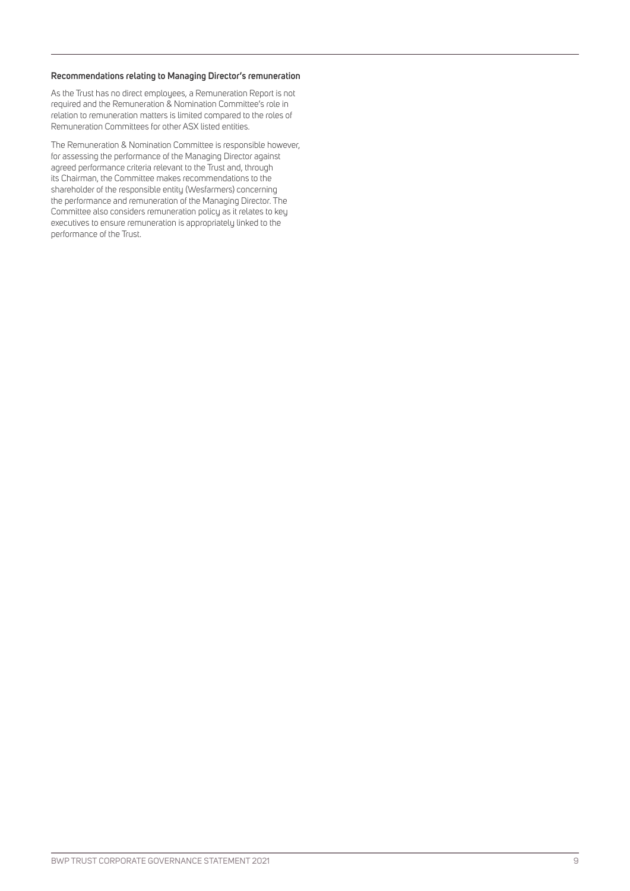**Recommendations relating to Managing Director's remuneration**

As the Trust has no direct employees, a Remuneration Report is not required and the Remuneration & Nomination Committee's role in relation to remuneration matters is limited compared to the roles of Remuneration Committees for other ASX listed entities.

The Remuneration & Nomination Committee is responsible however, for assessing the performance of the Managing Director against agreed performance criteria relevant to the Trust and, through its Chairman, the Committee makes recommendations to the shareholder of the responsible entity (Wesfarmers) concerning the performance and remuneration of the Managing Director. The Committee also considers remuneration policy as it relates to key executives to ensure remuneration is appropriately linked to the performance of the Trust.